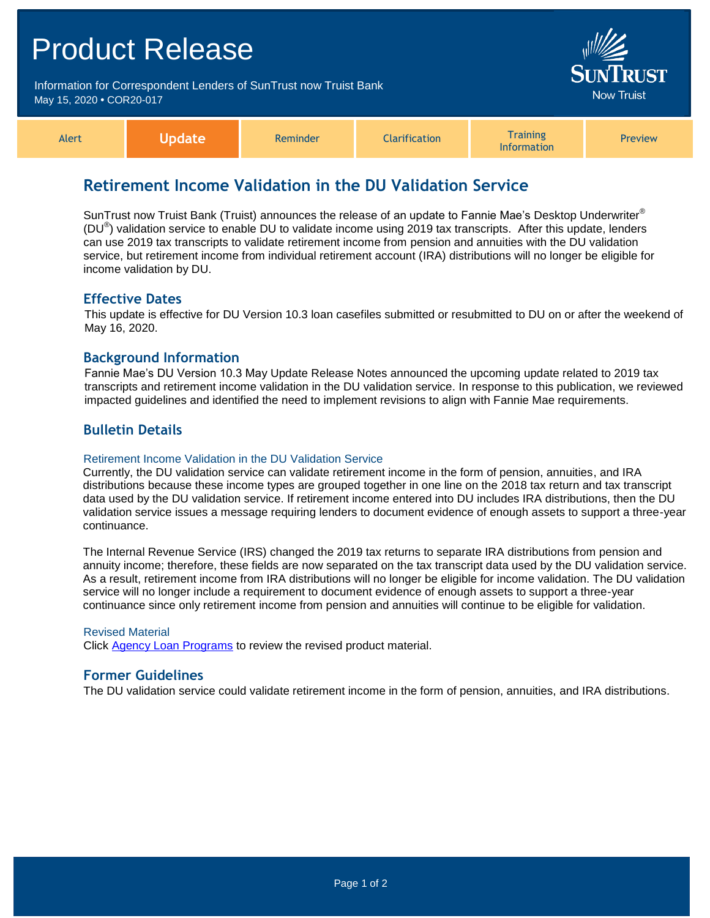# Product Release

Information for Correspondent Lenders of SunTrust now Truist Bank
May 15, 2020 • COR20-017

| Alert | **Update** | Reminder | Clarification | Training Information | Preview |
|---|---|---|---|---|---|

## Retirement Income Validation in the DU Validation Service

SunTrust now Truist Bank (Truist) announces the release of an update to Fannie Mae's Desktop Underwriter® (DU®) validation service to enable DU to validate income using 2019 tax transcripts. After this update, lenders can use 2019 tax transcripts to validate retirement income from pension and annuities with the DU validation service, but retirement income from individual retirement account (IRA) distributions will no longer be eligible for income validation by DU.

### Effective Dates

This update is effective for DU Version 10.3 loan casefiles submitted or resubmitted to DU on or after the weekend of May 16, 2020.

### Background Information

Fannie Mae's DU Version 10.3 May Update Release Notes announced the upcoming update related to 2019 tax transcripts and retirement income validation in the DU validation service. In response to this publication, we reviewed impacted guidelines and identified the need to implement revisions to align with Fannie Mae requirements.

### Bulletin Details

#### Retirement Income Validation in the DU Validation Service

Currently, the DU validation service can validate retirement income in the form of pension, annuities, and IRA distributions because these income types are grouped together in one line on the 2018 tax return and tax transcript data used by the DU validation service. If retirement income entered into DU includes IRA distributions, then the DU validation service issues a message requiring lenders to document evidence of enough assets to support a three-year continuance.

The Internal Revenue Service (IRS) changed the 2019 tax returns to separate IRA distributions from pension and annuity income; therefore, these fields are now separated on the tax transcript data used by the DU validation service. As a result, retirement income from IRA distributions will no longer be eligible for income validation. The DU validation service will no longer include a requirement to document evidence of enough assets to support a three-year continuance since only retirement income from pension and annuities will continue to be eligible for validation.

#### Revised Material

Click Agency Loan Programs to review the revised product material.

### Former Guidelines

The DU validation service could validate retirement income in the form of pension, annuities, and IRA distributions.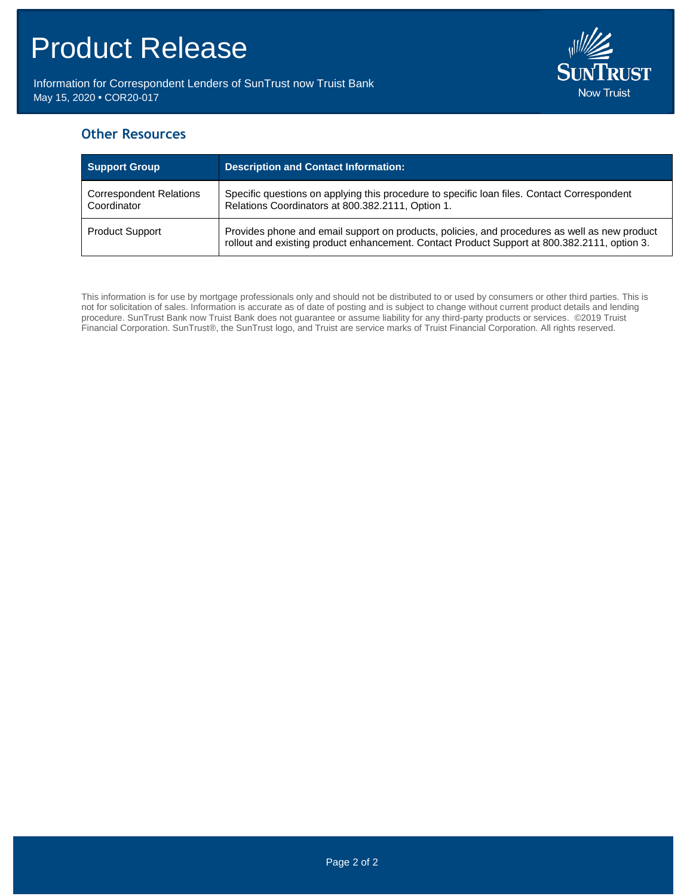## Other Resources

| Support Group | Description and Contact Information: |
| --- | --- |
| Correspondent Relations Coordinator | Specific questions on applying this procedure to specific loan files. Contact Correspondent Relations Coordinators at 800.382.2111, Option 1. |
| Product Support | Provides phone and email support on products, policies, and procedures as well as new product rollout and existing product enhancement. Contact Product Support at 800.382.2111, option 3. |

This information is for use by mortgage professionals only and should not be distributed to or used by consumers or other third parties. This is not for solicitation of sales. Information is accurate as of date of posting and is subject to change without current product details and lending procedure. SunTrust Bank now Truist Bank does not guarantee or assume liability for any third-party products or services. ©2019 Truist Financial Corporation. SunTrust®, the SunTrust logo, and Truist are service marks of Truist Financial Corporation. All rights reserved.